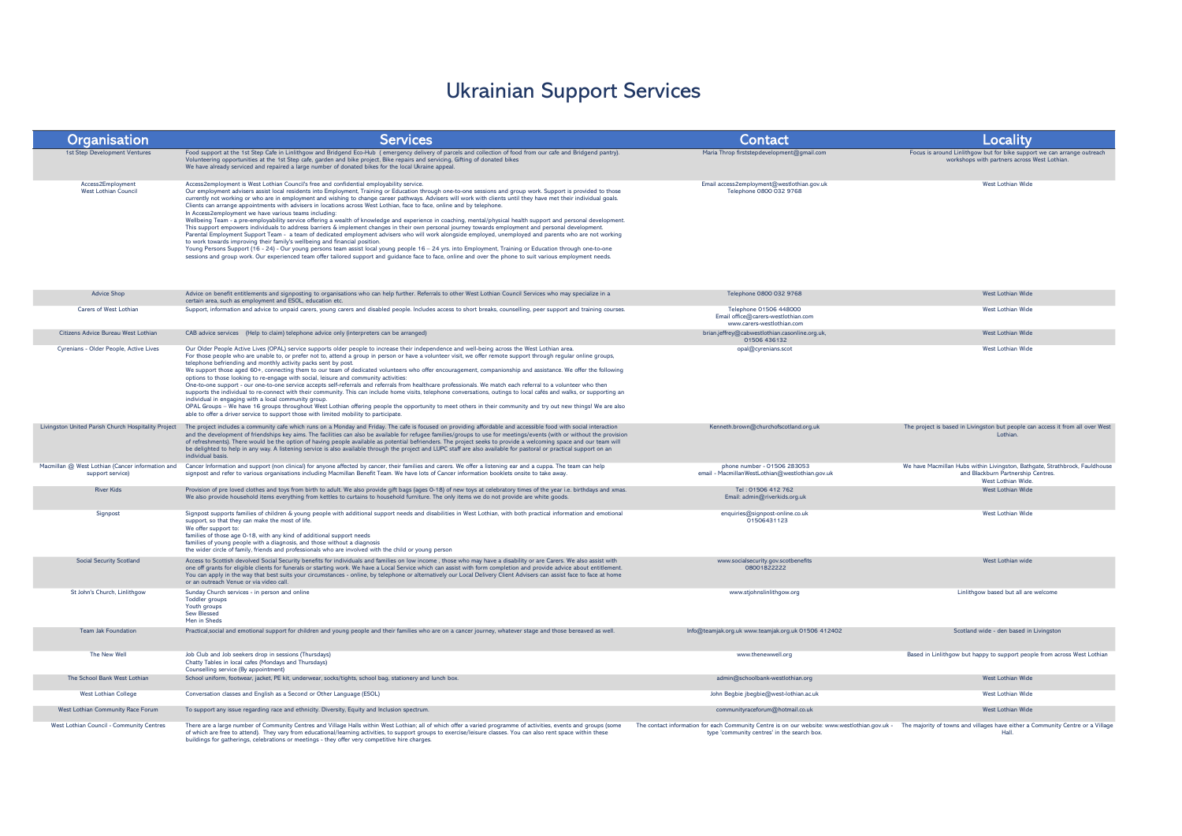# Ukrainian Support Services

| Organisation | Services | Contact | Locality |
|---|---|---|---|
| 1st Step Development Ventures | Food support at the 1st Step Cafe in Linlithgow and Bridgend Eco-Hub ( emergency delivery of parcels and collection of food from our cafe and Bridgend pantry). Volunteering opportunities at the 1st Step cafe, garden and bike project, Bike repairs and servicing, Gifting of donated bikes We have already serviced and repaired a large number of donated bikes for the local Ukraine appeal. | Maria Throp firststepdevelopment@gmail.com | Focus is around Linlithgow but for bike support we can arrange outreach workshops with partners across West Lothian. |
| Access2Employment West Lothian Council | Access2employment is West Lothian Council's free and confidential employability service. Our employment advisers assist local residents into Employment, Training or Education through one-to-one sessions and group work. Support is provided to those currently not working or who are in employment and wishing to change career pathways. Advisers will work with clients until they have met their individual goals. Clients can arrange appointments with advisers in locations across West Lothian, face to face, online and by telephone. In Access2employment we have various teams including: Wellbeing Team - a pre-employability service offering a wealth of knowledge and experience in coaching, mental/physical health support and personal development. This support empowers individuals to address barriers & implement changes in their own personal journey towards employment and personal development. Parental Employment Support Team - a team of dedicated employment advisers who will work alongside employed, unemployed and parents who are not working to work towards improving their family's wellbeing and financial position. Young Persons Support (16 - 24) - Our young persons team assist local young people 16 – 24 yrs. into Employment, Training or Education through one-to-one sessions and group work. Our experienced team offer tailored support and guidance face to face, online and over the phone to suit various employment needs. | Email access2employment@westlothian.gov.uk Telephone 0800 032 9768 | West Lothian Wide |
| Advice Shop | Advice on benefit entitlements and signposting to organisations who can help further. Referrals to other West Lothian Council Services who may specialize in a certain area, such as employment and ESOL, education etc. | Telephone 0800 032 9768 | West Lothian Wide |
| Carers of West Lothian | Support, information and advice to unpaid carers, young carers and disabled people. Includes access to short breaks, counselling, peer support and training courses. | Telephone 01506 448000 Email office@carers-westlothian.com www.carers-westlothian.com | West Lothian Wide |
| Citizens Advice Bureau West Lothian | CAB advice services (Help to claim) telephone advice only (interpreters can be arranged) | brian.jeffrey@cabwestlothian.casonline.org.uk, 01506 436132 | West Lothian Wide |
| Cyrenians - Older People, Active Lives | Our Older People Active Lives (OPAL) service supports older people to increase their independence and well-being across the West Lothian area. For those people who are unable to, or prefer not to, attend a group in person or have a volunteer visit, we offer remote support through regular online groups, telephone befriending and monthly activity packs sent by post. We support those aged 60+, connecting them to our team of dedicated volunteers who offer encouragement, companionship and assistance. We offer the following options to those looking to re-engage with social, leisure and community activities: One-to-one support - our one-to-one service accepts self-referrals and referrals from healthcare professionals. We match each referral to a volunteer who then supports the individual to re-connect with their community. This can include home visits, telephone conversations, outings to local cafés and walks, or supporting an individual in engaging with a local community group. OPAL Groups – We have 16 groups throughout West Lothian offering people the opportunity to meet others in their community and try out new things! We are also able to offer a driver service to support those with limited mobility to participate. | opal@cyrenians.scot | West Lothian Wide |
| Livingston United Parish Church Hospitality Project | The project includes a community cafe which runs on a Monday and Friday. The cafe is focused on providing affordable and accessible food with social interaction and the development of friendships key aims. The facilities can also be available for refugee families/groups to use for meetings/events (with or without the provision of refreshments). There would be the option of having people available as potential befrienders. The project seeks to provide a welcoming space and our team will be delighted to help in any way. A listening service is also available through the project and LUPC staff are also available for pastoral or practical support on an individual basis. | Kenneth.brown@churchofscotland.org.uk | The project is based in Livingston but people can access it from all over West Lothian. |
| Macmillan @ West Lothian (Cancer information and support service) | Cancer Information and support (non clinical) for anyone affected by cancer, their families and carers. We offer a listening ear and a cuppa. The team can help signpost and refer to various organisations including Macmillan Benefit Team. We have lots of Cancer information booklets onsite to take away. | phone number - 01506 283053 email - MacmillanWestLothian@westlothian.gov.uk | We have Macmillan Hubs within Livingston, Bathgate, Strathbrock, Fauldhouse and Blackburn Partnership Centres. West Lothian Wide. |
| River Kids | Provision of pre loved clothes and toys from birth to adult. We also provide gift bags (ages 0-18) of new toys at celebratory times of the year i.e. birthdays and xmas. We also provide household items everything from kettles to curtains to household furniture. The only items we do not provide are white goods. | Tel : 01506 412 762 Email: admin@riverkids.org.uk | West Lothian Wide |
| Signpost | Signpost supports families of children & young people with additional support needs and disabilities in West Lothian, with both practical information and emotional support, so that they can make the most of life. We offer support to: families of those age 0-18, with any kind of additional support needs families of young people with a diagnosis, and those without a diagnosis the wider circle of family, friends and professionals who are involved with the child or young person | enquiries@signpost-online.co.uk 01506431123 | West Lothian Wide |
| Social Security Scotland | Access to Scottish devolved Social Security benefits for individuals and families on low income , those who may have a disability or are Carers. We also assist with one off grants for eligible clients for funerals or starting work. We have a Local Service which can assist with form completion and provide advice about entitlement. You can apply in the way that best suits your circumstances - online, by telephone or alternatively our Local Delivery Client Advisers can assist face to face at home or an outreach Venue or via video call. | www.socialsecurity.gov.scotbenefits 08001822222 | West Lothian wide |
| St John's Church, Linlithgow | Sunday Church services - in person and online Toddler groups Youth groups Sew Blessed Men in Sheds | www.stjohnslinlithgow.org | Linlithgow based but all are welcome |
| Team Jak Foundation | Practical,social and emotional support for children and young people and their families who are on a cancer journey, whatever stage and those bereaved as well. | Info@teamjak.org.uk www.teamjak.org.uk 01506 412402 | Scotland wide - den based in Livingston |
| The New Well | Job Club and Job seekers drop in sessions (Thursdays) Chatty Tables in local cafes (Mondays and Thursdays) Counselling service (By appointment) | www.thenewwell.org | Based in Linlithgow but happy to support people from across West Lothian |
| The School Bank West Lothian | School uniform, footwear, jacket, PE kit, underwear, socks/tights, school bag, stationery and lunch box. | admin@schoolbank-westlothian.org | West Lothian Wide |
| West Lothian College | Conversation classes and English as a Second or Other Language (ESOL) | John Begbie jbegbie@west-lothian.ac.uk | West Lothian Wide |
| West Lothian Community Race Forum | To support any issue regarding race and ethnicity. Diversity, Equity and Inclusion spectrum. | communityraceforum@hotmail.co.uk | West Lothian Wide |
| West Lothian Council - Community Centres | There are a large number of Community Centres and Village Halls within West Lothian; all of which offer a varied programme of activities, events and groups (some of which are free to attend). They vary from educational/learning activities, to support groups to exercise/leisure classes. You can also rent space within these buildings for gatherings, celebrations or meetings - they offer very competitive hire charges. | The contact information for each Community Centre is on our website: www.westlothian.gov.uk - type 'community centres' in the search box. | The majority of towns and villages have either a Community Centre or a Village Hall. |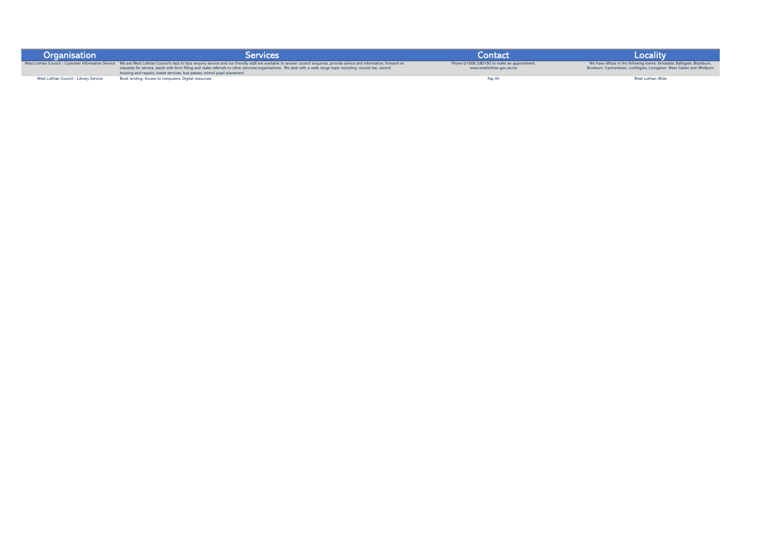| Organisation | Services | Contact | Locality |
|---|---|---|---|
| West Lothian Council - Customer Information Service | We are West Lothian Council's face to face enquiry service and our friendly staff are available to answer council enquiries, provide advice and information, forward on requests for service, assist with form filling and make referrals to other services/organisations. We deal with a wide range topic including: council tax, council housing and repairs, waste services, bus passes, school pupil placement. | Phone 01506 280150 to make an appointment. www.westlothian.gov.uk/cis | We have offices in the following towns: Armadale, Bathgate, Blackburn, Broxburn, Carmondean, Linlithgow, Livingston, West Calder and Whitburn |
| West Lothian Council - Library Service | Book lending; Access to computers; Digital resources | Kay Ali | West Lothian Wide |